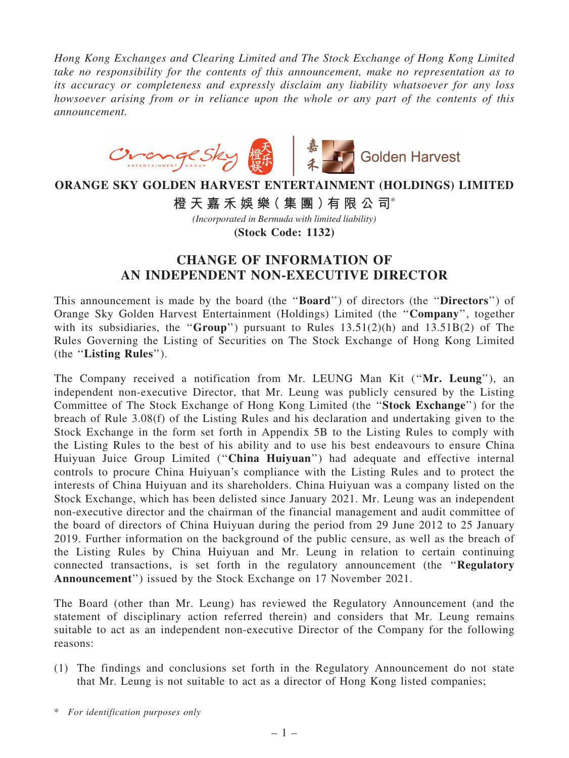*Hong Kong Exchanges and Clearing Limited and The Stock Exchange of Hong Kong Limited take no responsibility for the contents of this announcement, make no representation as to its accuracy or completeness and expressly disclaim any liability whatsoever for any loss howsoever arising from or in reliance upon the whole or any part of the contents of this announcement.*

# ORANGE SKY GOLDEN HARVEST ENTERTAINMENT (HOLDINGS) LIMITED

**橙天嘉禾娛樂(集團)有限公司***

*(Incorporated in Bermuda with limited liability)*

**(Stock Code: 1132)**

## CHANGE OF INFORMATION OF AN INDEPENDENT NON-EXECUTIVE DIRECTOR

This announcement is made by the board (the "**Board**") of directors (the "**Directors**") of Orange Sky Golden Harvest Entertainment (Holdings) Limited (the "**Company**", together with its subsidiaries, the "**Group**") pursuant to Rules 13.51(2)(h) and 13.51B(2) of The Rules Governing the Listing of Securities on The Stock Exchange of Hong Kong Limited (the "**Listing Rules**").

The Company received a notification from Mr. LEUNG Man Kit ("**Mr. Leung**"), an independent non-executive Director, that Mr. Leung was publicly censured by the Listing Committee of The Stock Exchange of Hong Kong Limited (the "**Stock Exchange**") for the breach of Rule 3.08(f) of the Listing Rules and his declaration and undertaking given to the Stock Exchange in the form set forth in Appendix 5B to the Listing Rules to comply with the Listing Rules to the best of his ability and to use his best endeavours to ensure China Huiyuan Juice Group Limited ("**China Huiyuan**") had adequate and effective internal controls to procure China Huiyuan's compliance with the Listing Rules and to protect the interests of China Huiyuan and its shareholders. China Huiyuan was a company listed on the Stock Exchange, which has been delisted since January 2021. Mr. Leung was an independent non-executive director and the chairman of the financial management and audit committee of the board of directors of China Huiyuan during the period from 29 June 2012 to 25 January 2019. Further information on the background of the public censure, as well as the breach of the Listing Rules by China Huiyuan and Mr. Leung in relation to certain continuing connected transactions, is set forth in the regulatory announcement (the "**Regulatory Announcement**") issued by the Stock Exchange on 17 November 2021.

The Board (other than Mr. Leung) has reviewed the Regulatory Announcement (and the statement of disciplinary action referred therein) and considers that Mr. Leung remains suitable to act as an independent non-executive Director of the Company for the following reasons:

(1) The findings and conclusions set forth in the Regulatory Announcement do not state that Mr. Leung is not suitable to act as a director of Hong Kong listed companies;

\* *For identification purposes only*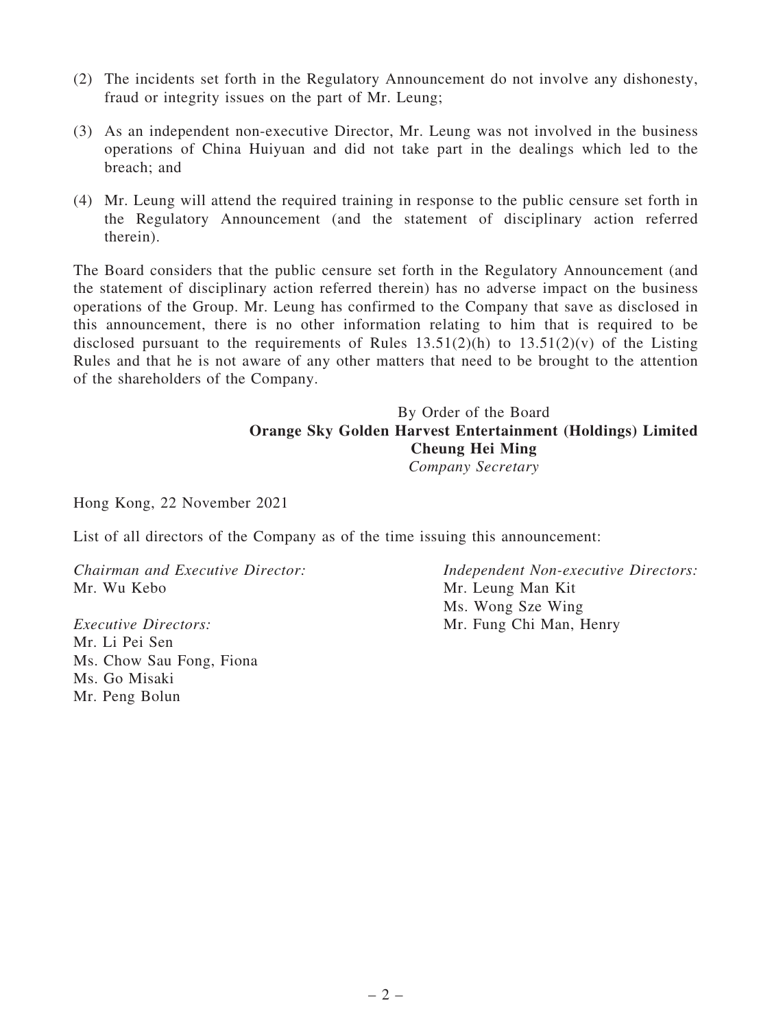(2) The incidents set forth in the Regulatory Announcement do not involve any dishonesty, fraud or integrity issues on the part of Mr. Leung;

(3) As an independent non-executive Director, Mr. Leung was not involved in the business operations of China Huiyuan and did not take part in the dealings which led to the breach; and

(4) Mr. Leung will attend the required training in response to the public censure set forth in the Regulatory Announcement (and the statement of disciplinary action referred therein).

The Board considers that the public censure set forth in the Regulatory Announcement (and the statement of disciplinary action referred therein) has no adverse impact on the business operations of the Group. Mr. Leung has confirmed to the Company that save as disclosed in this announcement, there is no other information relating to him that is required to be disclosed pursuant to the requirements of Rules 13.51(2)(h) to 13.51(2)(v) of the Listing Rules and that he is not aware of any other matters that need to be brought to the attention of the shareholders of the Company.

By Order of the Board
**Orange Sky Golden Harvest Entertainment (Holdings) Limited**
**Cheung Hei Ming**
*Company Secretary*

Hong Kong, 22 November 2021

List of all directors of the Company as of the time issuing this announcement:

*Chairman and Executive Director:*
Mr. Wu Kebo

*Executive Directors:*
Mr. Li Pei Sen
Ms. Chow Sau Fong, Fiona
Ms. Go Misaki
Mr. Peng Bolun

*Independent Non-executive Directors:*
Mr. Leung Man Kit
Ms. Wong Sze Wing
Mr. Fung Chi Man, Henry